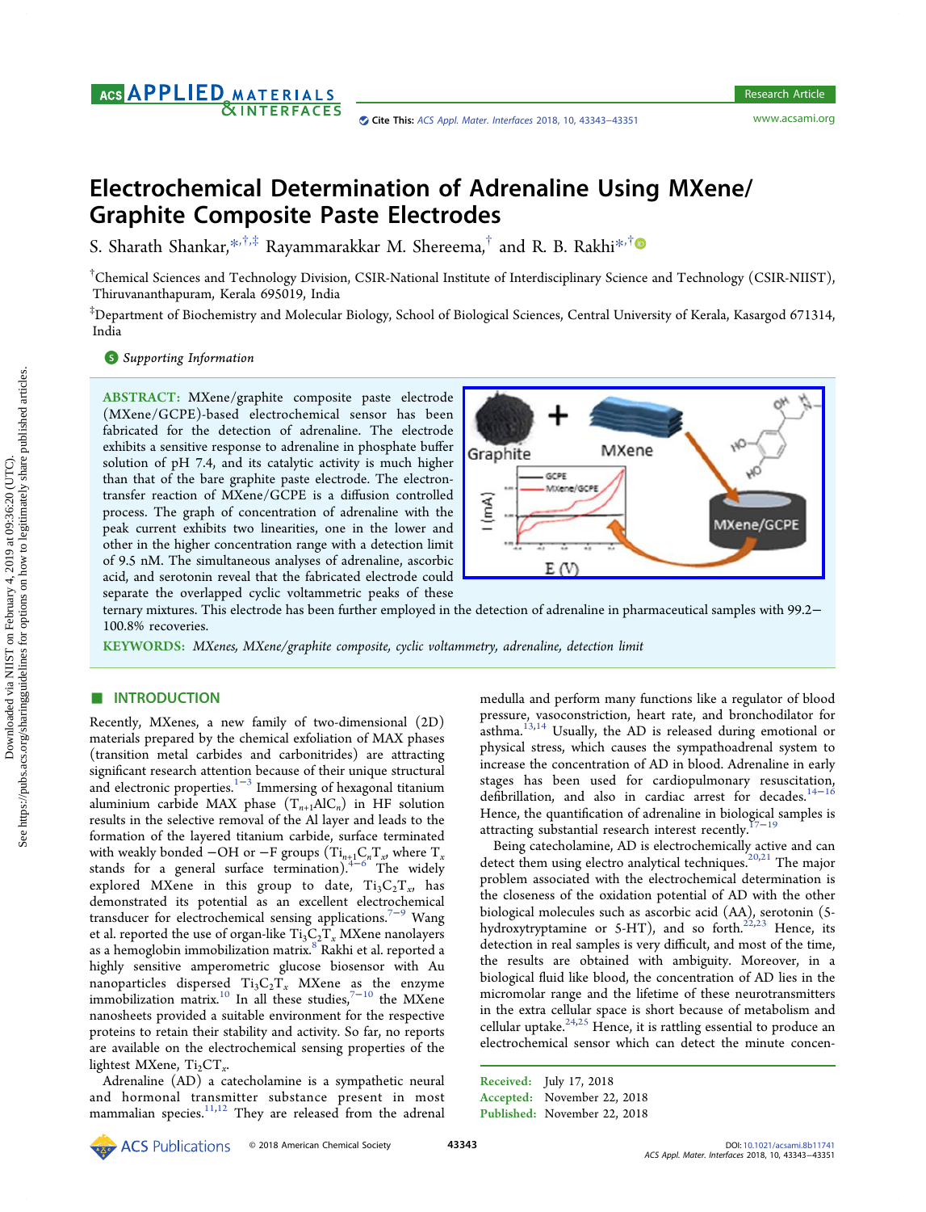# Electrochemical Determination of Adrenaline Using MXene/Graphite Composite Paste Electrodes

S. Sharath Shankar,[*,†,‡] Rayammarakkar M. Shereema,[†] and R. B. Rakhi[*,†]

[†]Chemical Sciences and Technology Division, CSIR-National Institute of Interdisciplinary Science and Technology (CSIR-NIIST), Thiruvananthapuram, Kerala 695019, India

[‡]Department of Biochemistry and Molecular Biology, School of Biological Sciences, Central University of Kerala, Kasargod 671314, India

Supporting Information

**ABSTRACT:** MXene/graphite composite paste electrode (MXene/GCPE)-based electrochemical sensor has been fabricated for the detection of adrenaline. The electrode exhibits a sensitive response to adrenaline in phosphate buffer solution of pH 7.4, and its catalytic activity is much higher than that of the bare graphite paste electrode. The electron-transfer reaction of MXene/GCPE is a diffusion controlled process. The graph of concentration of adrenaline with the peak current exhibits two linearities, one in the lower and other in the higher concentration range with a detection limit of 9.5 nM. The simultaneous analyses of adrenaline, ascorbic acid, and serotonin reveal that the fabricated electrode could separate the overlapped cyclic voltammetric peaks of these ternary mixtures. This electrode has been further employed in the detection of adrenaline in pharmaceutical samples with 99.2–100.8% recoveries.

**KEYWORDS:** *MXenes, MXene/graphite composite, cyclic voltammetry, adrenaline, detection limit*

## INTRODUCTION

Recently, MXenes, a new family of two-dimensional (2D) materials prepared by the chemical exfoliation of MAX phases (transition metal carbides and carbonitrides) are attracting significant research attention because of their unique structural and electronic properties.[1−3] Immersing of hexagonal titanium aluminium carbide MAX phase ($T_{n+1}AlC_n$) in HF solution results in the selective removal of the Al layer and leads to the formation of the layered titanium carbide, surface terminated with weakly bonded −OH or −F groups ($Ti_{n+1}C_nT_x$, where $T_x$ stands for a general surface termination).[4−6] The widely explored MXene in this group to date, $Ti_3C_2T_x$, has demonstrated its potential as an excellent electrochemical transducer for electrochemical sensing applications.[7−9] Wang et al. reported the use of organ-like $Ti_3C_2T_x$ MXene nanolayers as a hemoglobin immobilization matrix.[8] Rakhi et al. reported a highly sensitive amperometric glucose biosensor with Au nanoparticles dispersed $Ti_3C_2T_x$ MXene as the enzyme immobilization matrix.[10] In all these studies,[7−10] the MXene nanosheets provided a suitable environment for the respective proteins to retain their stability and activity. So far, no reports are available on the electrochemical sensing properties of the lightest MXene, $Ti_2CT_x$.

Adrenaline (AD) a catecholamine is a sympathetic neural and hormonal transmitter substance present in most mammalian species.[11,12] They are released from the adrenal medulla and perform many functions like a regulator of blood pressure, vasoconstriction, heart rate, and bronchodilator for asthma.[13,14] Usually, the AD is released during emotional or physical stress, which causes the sympathoadrenal system to increase the concentration of AD in blood. Adrenaline in early stages has been used for cardiopulmonary resuscitation, defibrillation, and also in cardiac arrest for decades.[14−16] Hence, the quantification of adrenaline in biological samples is attracting substantial research interest recently.[17−19]

Being catecholamine, AD is electrochemically active and can detect them using electro analytical techniques.[20,21] The major problem associated with the electrochemical determination is the closeness of the oxidation potential of AD with the other biological molecules such as ascorbic acid (AA), serotonin (5-hydroxytryptamine or 5-HT), and so forth.[22,23] Hence, its detection in real samples is very difficult, and most of the time, the results are obtained with ambiguity. Moreover, in a biological fluid like blood, the concentration of AD lies in the micromolar range and the lifetime of these neurotransmitters in the extra cellular space is short because of metabolism and cellular uptake.[24,25] Hence, it is rattling essential to produce an electrochemical sensor which can detect the minute concen-

Received: July 17, 2018
Accepted: November 22, 2018
Published: November 22, 2018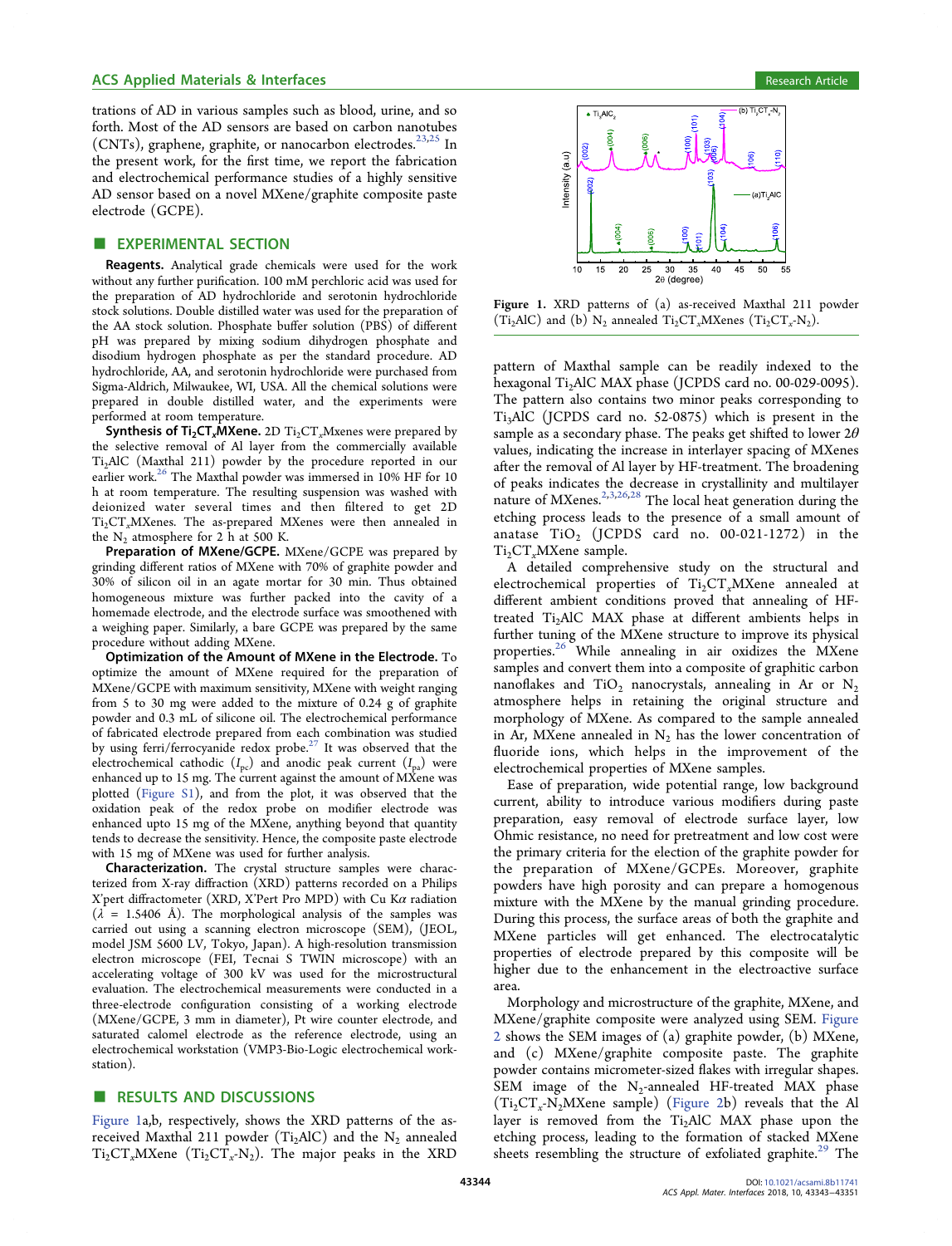trations of AD in various samples such as blood, urine, and so forth. Most of the AD sensors are based on carbon nanotubes (CNTs), graphene, graphite, or nanocarbon electrodes.[23,25] In the present work, for the first time, we report the fabrication and electrochemical performance studies of a highly sensitive AD sensor based on a novel MXene/graphite composite paste electrode (GCPE).

## ■ EXPERIMENTAL SECTION

**Reagents.** Analytical grade chemicals were used for the work without any further purification. 100 mM perchloric acid was used for the preparation of AD hydrochloride and serotonin hydrochloride stock solutions. Double distilled water was used for the preparation of the AA stock solution. Phosphate buffer solution (PBS) of different pH was prepared by mixing sodium dihydrogen phosphate and disodium hydrogen phosphate as per the standard procedure. AD hydrochloride, AA, and serotonin hydrochloride were purchased from Sigma-Aldrich, Milwaukee, WI, USA. All the chemical solutions were prepared in double distilled water, and the experiments were performed at room temperature.

**Synthesis of $Ti_2CT_x$MXene.** 2D $Ti_2CT_x$Mxenes were prepared by the selective removal of Al layer from the commercially available $Ti_2AlC$ (Maxthal 211) powder by the procedure reported in our earlier work.[26] The Maxthal powder was immersed in 10% HF for 10 h at room temperature. The resulting suspension was washed with deionized water several times and then filtered to get 2D $Ti_2CT_x$MXenes. The as-prepared MXenes were then annealed in the $N_2$ atmosphere for 2 h at 500 K.

**Preparation of MXene/GCPE.** MXene/GCPE was prepared by grinding different ratios of MXene with 70% of graphite powder and 30% of silicon oil in an agate mortar for 30 min. Thus obtained homogeneous mixture was further packed into the cavity of a homemade electrode, and the electrode surface was smoothened with a weighing paper. Similarly, a bare GCPE was prepared by the same procedure without adding MXene.

**Optimization of the Amount of MXene in the Electrode.** To optimize the amount of MXene required for the preparation of MXene/GCPE with maximum sensitivity, MXene with weight ranging from 5 to 30 mg were added to the mixture of 0.24 g of graphite powder and 0.3 mL of silicone oil. The electrochemical performance of fabricated electrode prepared from each combination was studied by using ferri/ferrocyanide redox probe.[27] It was observed that the electrochemical cathodic ($I_{pc}$) and anodic peak current ($I_{pa}$) were enhanced up to 15 mg. The current against the amount of MXene was plotted (Figure S1), and from the plot, it was observed that the oxidation peak of the redox probe on modifier electrode was enhanced upto 15 mg of the MXene, anything beyond that quantity tends to decrease the sensitivity. Hence, the composite paste electrode with 15 mg of MXene was used for further analysis.

**Characterization.** The crystal structure samples were characterized from X-ray diffraction (XRD) patterns recorded on a Philips X'pert diffractometer (XRD, X'Pert Pro MPD) with Cu Kα radiation (λ = 1.5406 Å). The morphological analysis of the samples was carried out using a scanning electron microscope (SEM), (JEOL, model JSM 5600 LV, Tokyo, Japan). A high-resolution transmission electron microscope (FEI, Tecnai S TWIN microscope) with an accelerating voltage of 300 kV was used for the microstructural evaluation. The electrochemical measurements were conducted in a three-electrode configuration consisting of a working electrode (MXene/GCPE, 3 mm in diameter), Pt wire counter electrode, and saturated calomel electrode as the reference electrode, using an electrochemical workstation (VMP3-Bio-Logic electrochemical workstation).

## ■ RESULTS AND DISCUSSIONS

Figure 1a,b, respectively, shows the XRD patterns of the as-received Maxthal 211 powder ($Ti_2AlC$) and the $N_2$ annealed $Ti_2CT_x$MXene ($Ti_2CT_x$-$N_2$). The major peaks in the XRD pattern of Maxthal sample can be readily indexed to the hexagonal $Ti_2AlC$ MAX phase (JCPDS card no. 00-029-0095). The pattern also contains two minor peaks corresponding to $Ti_3AlC$ (JCPDS card no. 52-0875) which is present in the sample as a secondary phase. The peaks get shifted to lower 2θ values, indicating the increase in interlayer spacing of MXenes after the removal of Al layer by HF-treatment. The broadening of peaks indicates the decrease in crystallinity and multilayer nature of MXenes.[2,3,26,28] The local heat generation during the etching process leads to the presence of a small amount of anatase $TiO_2$ (JCPDS card no. 00-021-1272) in the $Ti_2CT_x$MXene sample.

Figure 1. XRD patterns of (a) as-received Maxthal 211 powder ($Ti_2AlC$) and (b) $N_2$ annealed $Ti_2CT_x$MXenes ($Ti_2CT_x$-$N_2$).

A detailed comprehensive study on the structural and electrochemical properties of $Ti_2CT_x$MXene annealed at different ambient conditions proved that annealing of HF-treated $Ti_2AlC$ MAX phase at different ambients helps in further tuning of the MXene structure to improve its physical properties.[26] While annealing in air oxidizes the MXene samples and convert them into a composite of graphitic carbon nanoflakes and $TiO_2$ nanocrystals, annealing in Ar or $N_2$ atmosphere helps in retaining the original structure and morphology of MXene. As compared to the sample annealed in Ar, MXene annealed in $N_2$ has the lower concentration of fluoride ions, which helps in the improvement of the electrochemical properties of MXene samples.

Ease of preparation, wide potential range, low background current, ability to introduce various modifiers during paste preparation, easy removal of electrode surface layer, low Ohmic resistance, no need for pretreatment and low cost were the primary criteria for the election of the graphite powder for the preparation of MXene/GCPEs. Moreover, graphite powders have high porosity and can prepare a homogenous mixture with the MXene by the manual grinding procedure. During this process, the surface areas of both the graphite and MXene particles will get enhanced. The electrocatalytic properties of electrode prepared by this composite will be higher due to the enhancement in the electroactive surface area.

Morphology and microstructure of the graphite, MXene, and MXene/graphite composite were analyzed using SEM. Figure 2 shows the SEM images of (a) graphite powder, (b) MXene, and (c) MXene/graphite composite paste. The graphite powder contains micrometer-sized flakes with irregular shapes. SEM image of the $N_2$-annealed HF-treated MAX phase ($Ti_2CT_x$-$N_2$MXene sample) (Figure 2b) reveals that the Al layer is removed from the $Ti_2AlC$ MAX phase upon the etching process, leading to the formation of stacked MXene sheets resembling the structure of exfoliated graphite.[29] The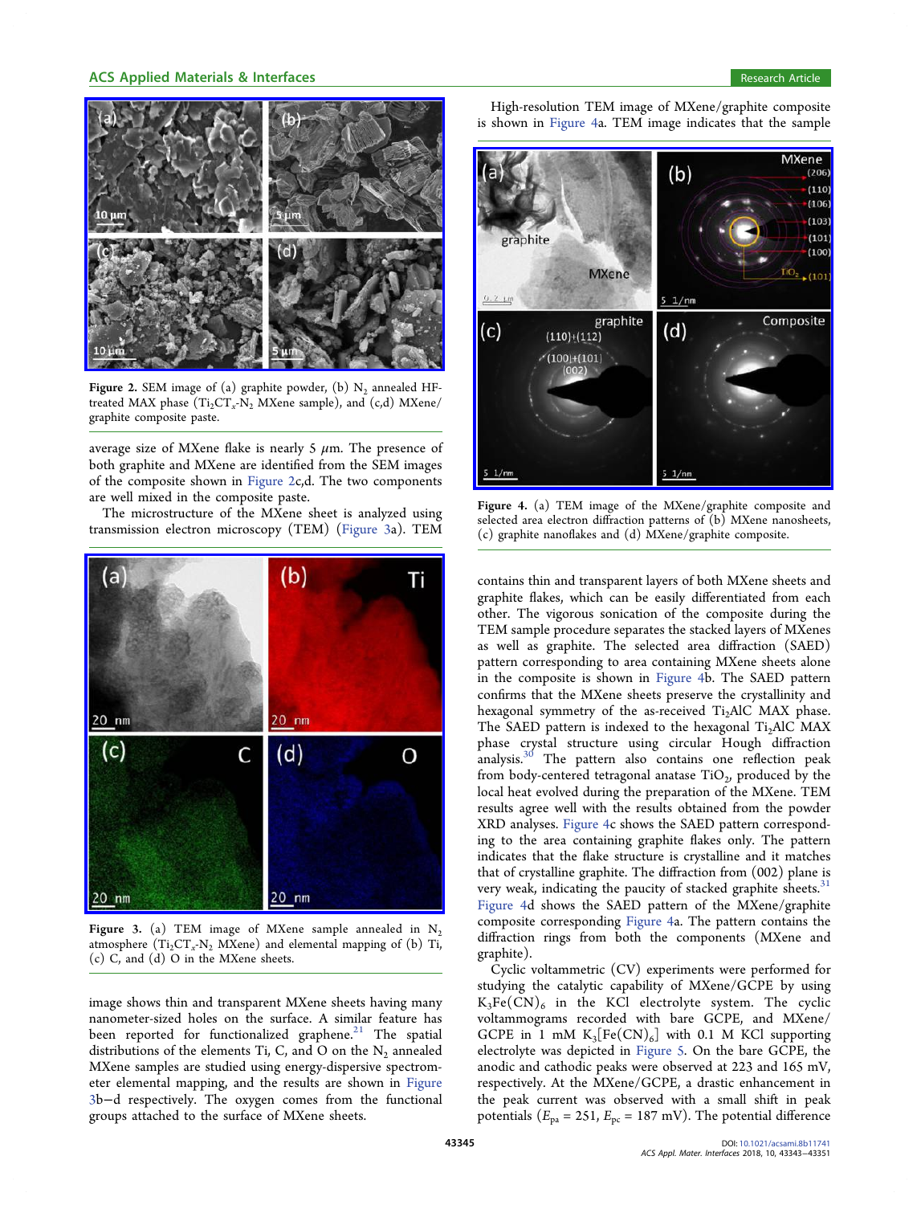Figure 2. SEM image of (a) graphite powder, (b) $N_2$ annealed HF-treated MAX phase ($Ti_2CT_x$-$N_2$ MXene sample), and (c,d) MXene/graphite composite paste.

average size of MXene flake is nearly 5 μm. The presence of both graphite and MXene are identified from the SEM images of the composite shown in Figure 2c,d. The two components are well mixed in the composite paste.

The microstructure of the MXene sheet is analyzed using transmission electron microscopy (TEM) (Figure 3a). TEM image shows thin and transparent MXene sheets having many nanometer-sized holes on the surface. A similar feature has been reported for functionalized graphene.[21] The spatial distributions of the elements Ti, C, and O on the $N_2$ annealed MXene samples are studied using energy-dispersive spectrometer elemental mapping, and the results are shown in Figure 3b−d respectively. The oxygen comes from the functional groups attached to the surface of MXene sheets.

Figure 3. (a) TEM image of MXene sample annealed in $N_2$ atmosphere ($Ti_2CT_x$-$N_2$ MXene) and elemental mapping of (b) Ti, (c) C, and (d) O in the MXene sheets.

High-resolution TEM image of MXene/graphite composite is shown in Figure 4a. TEM image indicates that the sample contains thin and transparent layers of both MXene sheets and graphite flakes, which can be easily differentiated from each other. The vigorous sonication of the composite during the TEM sample procedure separates the stacked layers of MXenes as well as graphite. The selected area diffraction (SAED) pattern corresponding to area containing MXene sheets alone in the composite is shown in Figure 4b. The SAED pattern confirms that the MXene sheets preserve the crystallinity and hexagonal symmetry of the as-received $Ti_2AlC$ MAX phase. The SAED pattern is indexed to the hexagonal $Ti_2AlC$ MAX phase crystal structure using circular Hough diffraction analysis.[30] The pattern also contains one reflection peak from body-centered tetragonal anatase $TiO_2$, produced by the local heat evolved during the preparation of the MXene. TEM results agree well with the results obtained from the powder XRD analyses. Figure 4c shows the SAED pattern corresponding to the area containing graphite flakes only. The pattern indicates that the flake structure is crystalline and it matches that of crystalline graphite. The diffraction from (002) plane is very weak, indicating the paucity of stacked graphite sheets.[31] Figure 4d shows the SAED pattern of the MXene/graphite composite corresponding Figure 4a. The pattern contains the diffraction rings from both the components (MXene and graphite).

Figure 4. (a) TEM image of the MXene/graphite composite and selected area electron diffraction patterns of (b) MXene nanosheets, (c) graphite nanoflakes and (d) MXene/graphite composite.

Cyclic voltammetric (CV) experiments were performed for studying the catalytic capability of MXene/GCPE by using $K_3Fe(CN)_6$ in the KCl electrolyte system. The cyclic voltammograms recorded with bare GCPE, and MXene/GCPE in 1 mM $K_3[Fe(CN)_6]$ with 0.1 M KCl supporting electrolyte was depicted in Figure 5. On the bare GCPE, the anodic and cathodic peaks were observed at 223 and 165 mV, respectively. At the MXene/GCPE, a drastic enhancement in the peak current was observed with a small shift in peak potentials ($E_{pa}$ = 251, $E_{pc}$ = 187 mV). The potential difference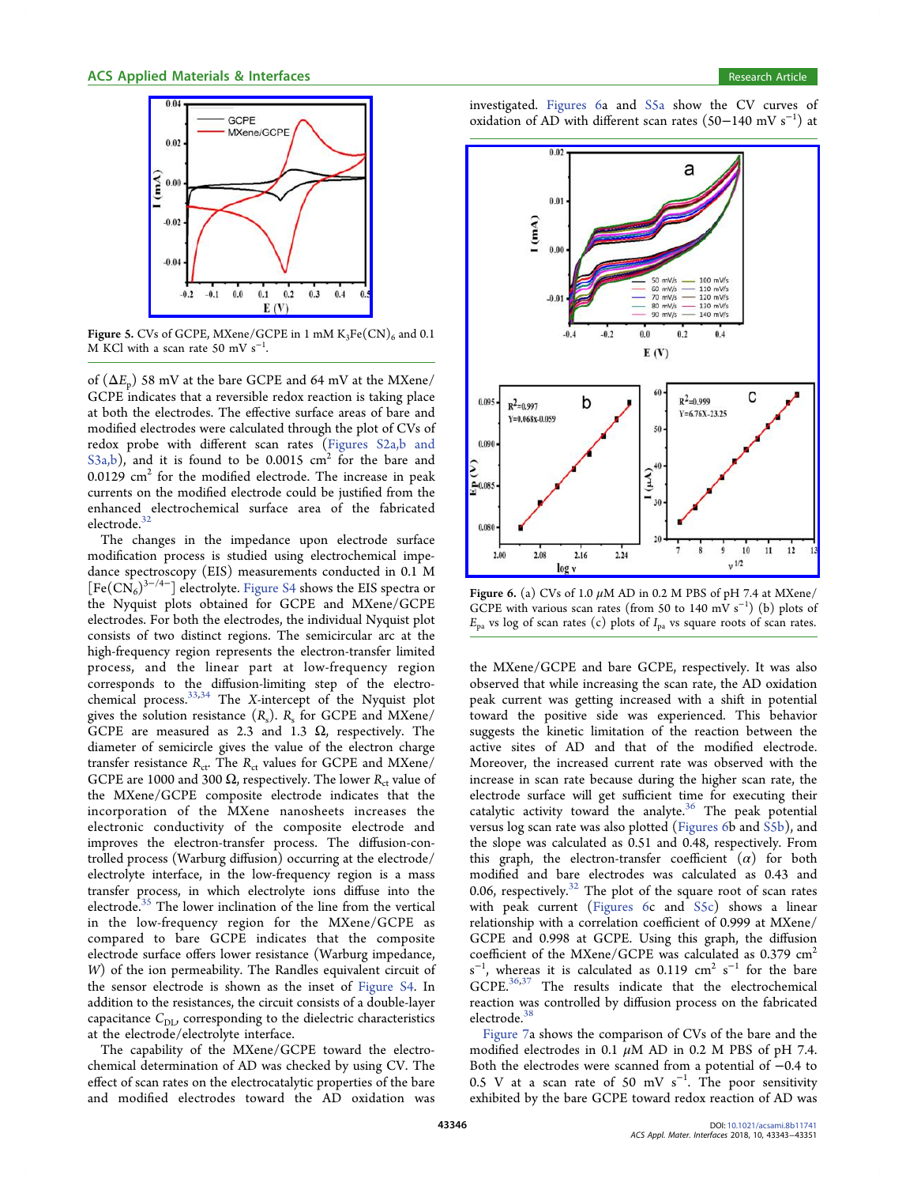Figure 5. CVs of GCPE, MXene/GCPE in 1 mM $K_3Fe(CN)_6$ and 0.1 M KCl with a scan rate 50 mV $s^{-1}$.

of ($\Delta E_p$) 58 mV at the bare GCPE and 64 mV at the MXene/GCPE indicates that a reversible redox reaction is taking place at both the electrodes. The effective surface areas of bare and modified electrodes were calculated through the plot of CVs of redox probe with different scan rates (Figures S2a,b and S3a,b), and it is found to be 0.0015 $cm^2$ for the bare and 0.0129 $cm^2$ for the modified electrode. The increase in peak currents on the modified electrode could be justified from the enhanced electrochemical surface area of the fabricated electrode.[32]

The changes in the impedance upon electrode surface modification process is studied using electrochemical impedance spectroscopy (EIS) measurements conducted in 0.1 M $[Fe(CN)_6]^{3-/4-}$ electrolyte. Figure S4 shows the EIS spectra or the Nyquist plots obtained for GCPE and MXene/GCPE electrodes. For both the electrodes, the individual Nyquist plot consists of two distinct regions. The semicircular arc at the high-frequency region represents the electron-transfer limited process, and the linear part at low-frequency region corresponds to the diffusion-limiting step of the electrochemical process.[33,34] The *X*-intercept of the Nyquist plot gives the solution resistance ($R_s$). $R_s$ for GCPE and MXene/GCPE are measured as 2.3 and 1.3 Ω, respectively. The diameter of semicircle gives the value of the electron charge transfer resistance $R_{ct}$. The $R_{ct}$ values for GCPE and MXene/GCPE are 1000 and 300 Ω, respectively. The lower $R_{ct}$ value of the MXene/GCPE composite electrode indicates that the incorporation of the MXene nanosheets increases the electronic conductivity of the composite electrode and improves the electron-transfer process. The diffusion-controlled process (Warburg diffusion) occurring at the electrode/electrolyte interface, in the low-frequency region is a mass transfer process, in which electrolyte ions diffuse into the electrode.[35] The lower inclination of the line from the vertical in the low-frequency region for the MXene/GCPE as compared to bare GCPE indicates that the composite electrode surface offers lower resistance (Warburg impedance, *W*) of the ion permeability. The Randles equivalent circuit of the sensor electrode is shown as the inset of Figure S4. In addition to the resistances, the circuit consists of a double-layer capacitance $C_{DL}$, corresponding to the dielectric characteristics at the electrode/electrolyte interface.

The capability of the MXene/GCPE toward the electrochemical determination of AD was checked by using CV. The effect of scan rates on the electrocatalytic properties of the bare and modified electrodes toward the AD oxidation was investigated. Figures 6a and S5a show the CV curves of oxidation of AD with different scan rates (50−140 mV $s^{-1}$) at

Figure 6. (a) CVs of 1.0 μM AD in 0.2 M PBS of pH 7.4 at MXene/GCPE with various scan rates (from 50 to 140 mV $s^{-1}$) (b) plots of $E_{pa}$ vs log of scan rates (c) plots of $I_{pa}$ vs square roots of scan rates.

the MXene/GCPE and bare GCPE, respectively. It was also observed that while increasing the scan rate, the AD oxidation peak current was getting increased with a shift in potential toward the positive side was experienced. This behavior suggests the kinetic limitation of the reaction between the active sites of AD and that of the modified electrode. Moreover, the increased current rate was observed with the increase in scan rate because during the higher scan rate, the electrode surface will get sufficient time for executing their catalytic activity toward the analyte.[36] The peak potential versus log scan rate was also plotted (Figures 6b and S5b), and the slope was calculated as 0.51 and 0.48, respectively. From this graph, the electron-transfer coefficient ($\alpha$) for both modified and bare electrodes was calculated as 0.43 and 0.06, respectively.[32] The plot of the square root of scan rates with peak current (Figures 6c and S5c) shows a linear relationship with a correlation coefficient of 0.999 at MXene/GCPE and 0.998 at GCPE. Using this graph, the diffusion coefficient of the MXene/GCPE was calculated as 0.379 $cm^2$ $s^{-1}$, whereas it is calculated as 0.119 $cm^2$ $s^{-1}$ for the bare GCPE.[36,37] The results indicate that the electrochemical reaction was controlled by diffusion process on the fabricated electrode.[38]

Figure 7a shows the comparison of CVs of the bare and the modified electrodes in 0.1 μM AD in 0.2 M PBS of pH 7.4. Both the electrodes were scanned from a potential of −0.4 to 0.5 V at a scan rate of 50 mV $s^{-1}$. The poor sensitivity exhibited by the bare GCPE toward redox reaction of AD was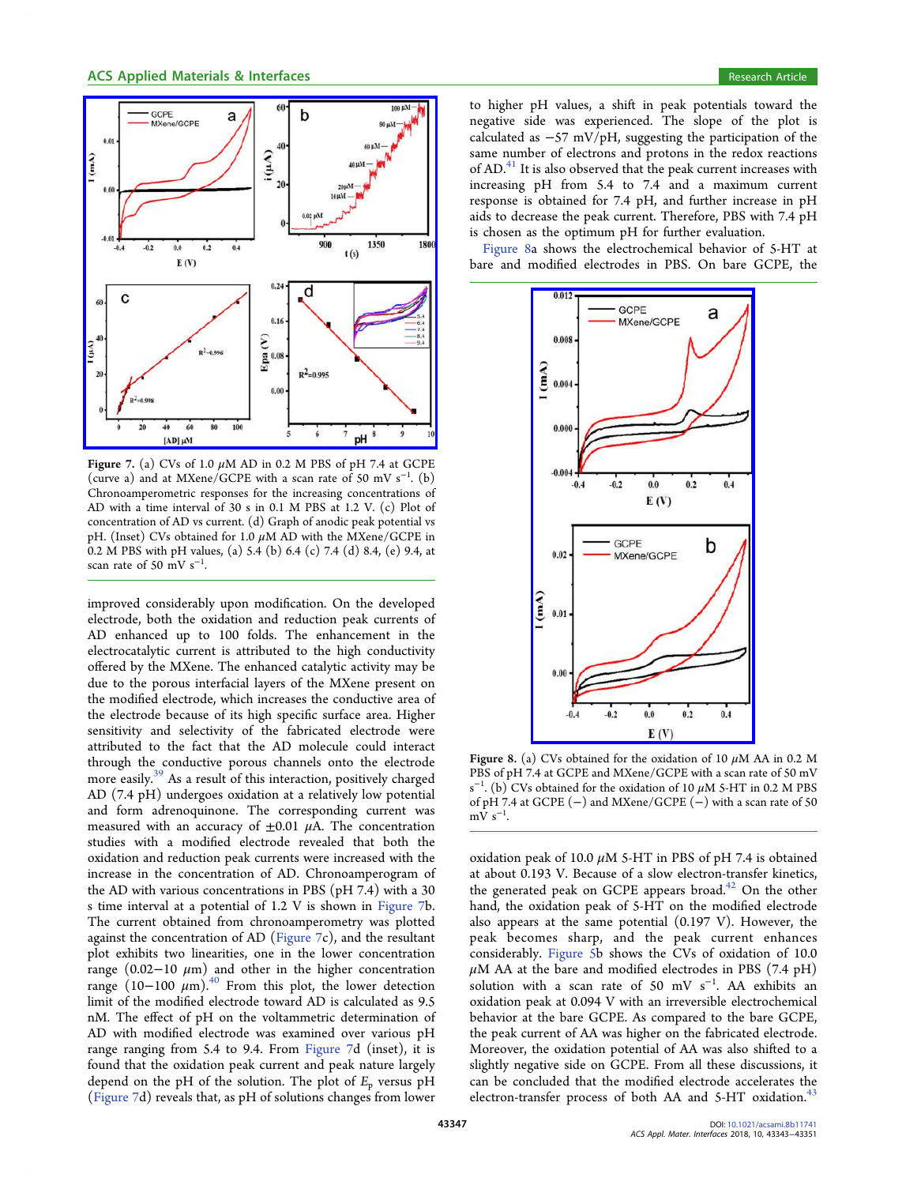Figure 7. (a) CVs of 1.0 $\mu$M AD in 0.2 M PBS of pH 7.4 at GCPE (curve a) and at MXene/GCPE with a scan rate of 50 mV $s^{-1}$. (b) Chronoamperometric responses for the increasing concentrations of AD with a time interval of 30 s in 0.1 M PBS at 1.2 V. (c) Plot of concentration of AD vs current. (d) Graph of anodic peak potential vs pH. (Inset) CVs obtained for 1.0 $\mu$M AD with the MXene/GCPE in 0.2 M PBS with pH values, (a) 5.4 (b) 6.4 (c) 7.4 (d) 8.4, (e) 9.4, at scan rate of 50 mV $s^{-1}$.

improved considerably upon modification. On the developed electrode, both the oxidation and reduction peak currents of AD enhanced up to 100 folds. The enhancement in the electrocatalytic current is attributed to the high conductivity offered by the MXene. The enhanced catalytic activity may be due to the porous interfacial layers of the MXene present on the modified electrode, which increases the conductive area of the electrode because of its high specific surface area. Higher sensitivity and selectivity of the fabricated electrode were attributed to the fact that the AD molecule could interact through the conductive porous channels onto the electrode more easily.[39] As a result of this interaction, positively charged AD (7.4 pH) undergoes oxidation at a relatively low potential and form adrenoquinone. The corresponding current was measured with an accuracy of ±0.01 $\mu$A. The concentration studies with a modified electrode revealed that both the oxidation and reduction peak currents were increased with the increase in the concentration of AD. Chronoamperogram of the AD with various concentrations in PBS (pH 7.4) with a 30 s time interval at a potential of 1.2 V is shown in Figure 7b. The current obtained from chronoamperometry was plotted against the concentration of AD (Figure 7c), and the resultant plot exhibits two linearities, one in the lower concentration range (0.02−10 $\mu$m) and other in the higher concentration range (10−100 $\mu$m).[40] From this plot, the lower detection limit of the modified electrode toward AD is calculated as 9.5 nM. The effect of pH on the voltammetric determination of AD with modified electrode was examined over various pH range ranging from 5.4 to 9.4. From Figure 7d (inset), it is found that the oxidation peak current and peak nature largely depend on the pH of the solution. The plot of $E_p$ versus pH (Figure 7d) reveals that, as pH of solutions changes from lower to higher pH values, a shift in peak potentials toward the negative side was experienced. The slope of the plot is calculated as −57 mV/pH, suggesting the participation of the same number of electrons and protons in the redox reactions of AD.[41] It is also observed that the peak current increases with increasing pH from 5.4 to 7.4 and a maximum current response is obtained for 7.4 pH, and further increase in pH aids to decrease the peak current. Therefore, PBS with 7.4 pH is chosen as the optimum pH for further evaluation.

Figure 8a shows the electrochemical behavior of 5-HT at bare and modified electrodes in PBS. On bare GCPE, the oxidation peak of 10.0 $\mu$M 5-HT in PBS of pH 7.4 is obtained at about 0.193 V. Because of a slow electron-transfer kinetics, the generated peak on GCPE appears broad.[42] On the other hand, the oxidation peak of 5-HT on the modified electrode also appears at the same potential (0.197 V). However, the peak becomes sharp, and the peak current enhances considerably. Figure 5b shows the CVs of 10.0 $\mu$M AA at the bare and modified electrodes in PBS (7.4 pH) solution with a scan rate of 50 mV $s^{-1}$. AA exhibits an oxidation peak at 0.094 V with an irreversible electrochemical behavior at the bare GCPE. As compared to the bare GCPE, the peak current of AA was higher on the fabricated electrode. Moreover, the oxidation potential of AA was also shifted to a slightly negative side on GCPE. From all these discussions, it can be concluded that the modified electrode accelerates the electron-transfer process of both AA and 5-HT oxidation.[43]

Figure 8. (a) CVs obtained for the oxidation of 10 $\mu$M AA in 0.2 M PBS of pH 7.4 at GCPE and MXene/GCPE with a scan rate of 50 mV $s^{-1}$. (b) CVs obtained for the oxidation of 10 $\mu$M 5-HT in 0.2 M PBS of pH 7.4 at GCPE (−) and MXene/GCPE (−) with a scan rate of 50 mV $s^{-1}$.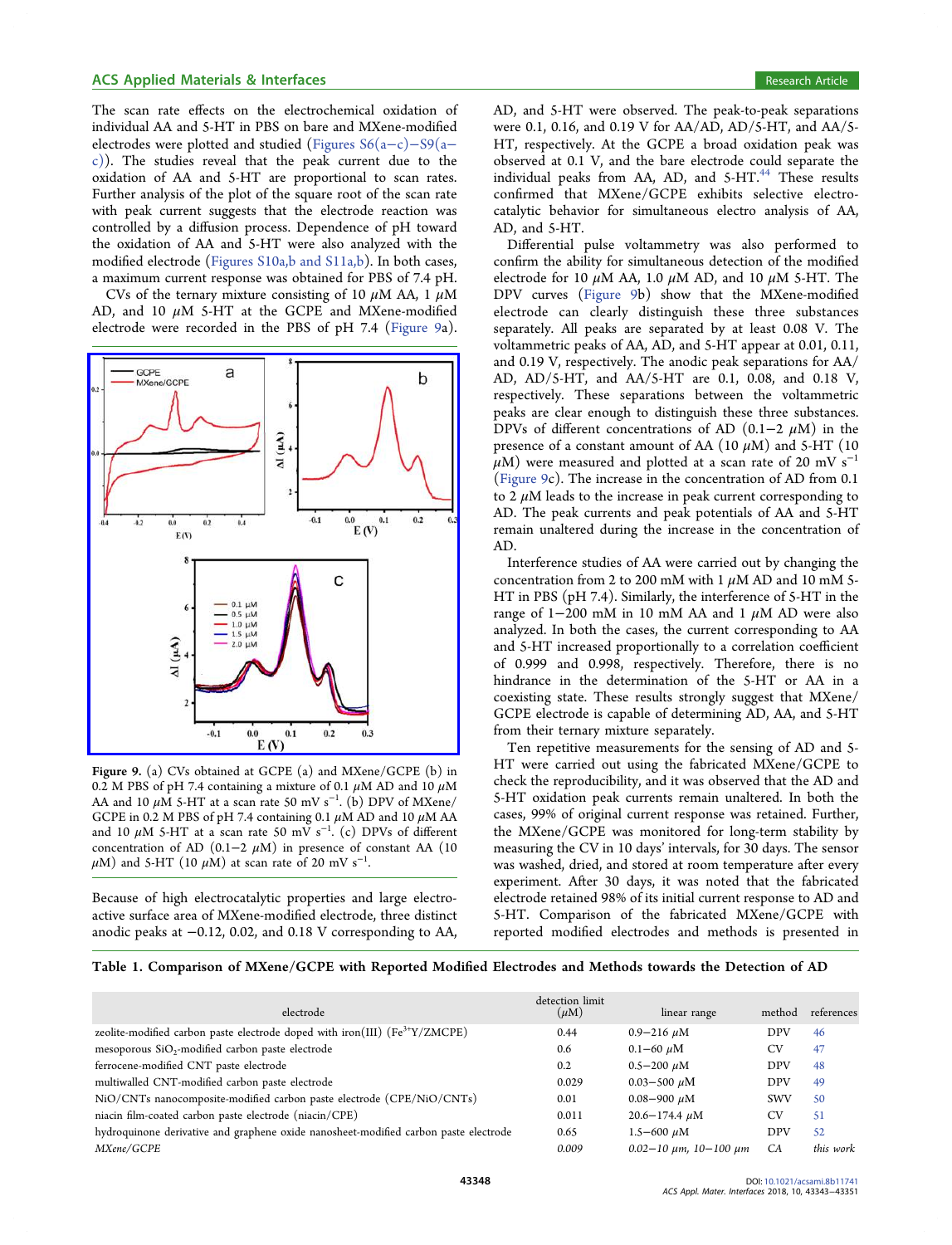The scan rate effects on the electrochemical oxidation of individual AA and 5-HT in PBS on bare and MXene-modified electrodes were plotted and studied (Figures S6(a−c)−S9(a−c)). The studies reveal that the peak current due to the oxidation of AA and 5-HT are proportional to scan rates. Further analysis of the plot of the square root of the scan rate with peak current suggests that the electrode reaction was controlled by a diffusion process. Dependence of pH toward the oxidation of AA and 5-HT were also analyzed with the modified electrode (Figures S10a,b and S11a,b). In both cases, a maximum current response was obtained for PBS of 7.4 pH.

CVs of the ternary mixture consisting of 10 $\mu$M AA, 1 $\mu$M AD, and 10 $\mu$M 5-HT at the GCPE and MXene-modified electrode were recorded in the PBS of pH 7.4 (Figure 9a).

**Figure 9.** (a) CVs obtained at GCPE (a) and MXene/GCPE (b) in 0.2 M PBS of pH 7.4 containing a mixture of 0.1 $\mu$M AD and 10 $\mu$M AA and 10 $\mu$M 5-HT at a scan rate 50 mV $s^{-1}$. (b) DPV of MXene/GCPE in 0.2 M PBS of pH 7.4 containing 0.1 $\mu$M AD and 10 $\mu$M AA and 10 $\mu$M 5-HT at a scan rate 50 mV $s^{-1}$. (c) DPVs of different concentration of AD (0.1−2 $\mu$M) in presence of constant AA (10 $\mu$M) and 5-HT (10 $\mu$M) at scan rate of 20 mV $s^{-1}$.

Because of high electrocatalytic properties and large electroactive surface area of MXene-modified electrode, three distinct anodic peaks at −0.12, 0.02, and 0.18 V corresponding to AA, AD, and 5-HT were observed. The peak-to-peak separations were 0.1, 0.16, and 0.19 V for AA/AD, AD/5-HT, and AA/5-HT, respectively. At the GCPE a broad oxidation peak was observed at 0.1 V, and the bare electrode could separate the individual peaks from AA, AD, and 5-HT.[44] These results confirmed that MXene/GCPE exhibits selective electrocatalytic behavior for simultaneous electro analysis of AA, AD, and 5-HT.

Differential pulse voltammetry was also performed to confirm the ability for simultaneous detection of the modified electrode for 10 $\mu$M AA, 1.0 $\mu$M AD, and 10 $\mu$M 5-HT. The DPV curves (Figure 9b) show that the MXene-modified electrode can clearly distinguish these three substances separately. All peaks are separated by at least 0.08 V. The voltammetric peaks of AA, AD, and 5-HT appear at 0.01, 0.11, and 0.19 V, respectively. The anodic peak separations for AA/AD, AD/5-HT, and AA/5-HT are 0.1, 0.08, and 0.18 V, respectively. These separations between the voltammetric peaks are clear enough to distinguish these three substances. DPVs of different concentrations of AD (0.1−2 $\mu$M) in the presence of a constant amount of AA (10 $\mu$M) and 5-HT (10 $\mu$M) were measured and plotted at a scan rate of 20 mV $s^{-1}$ (Figure 9c). The increase in the concentration of AD from 0.1 to 2 $\mu$M leads to the increase in peak current corresponding to AD. The peak currents and peak potentials of AA and 5-HT remain unaltered during the increase in the concentration of AD.

Interference studies of AA were carried out by changing the concentration from 2 to 200 mM with 1 $\mu$M AD and 10 mM 5-HT in PBS (pH 7.4). Similarly, the interference of 5-HT in the range of 1−200 mM in 10 mM AA and 1 $\mu$M AD were also analyzed. In both the cases, the current corresponding to AA and 5-HT increased proportionally to a correlation coefficient of 0.999 and 0.998, respectively. Therefore, there is no hindrance in the determination of the 5-HT or AA in a coexisting state. These results strongly suggest that MXene/GCPE electrode is capable of determining AD, AA, and 5-HT from their ternary mixture separately.

Ten repetitive measurements for the sensing of AD and 5-HT were carried out using the fabricated MXene/GCPE to check the reproducibility, and it was observed that the AD and 5-HT oxidation peak currents remain unaltered. In both the cases, 99% of original current response was retained. Further, the MXene/GCPE was monitored for long-term stability by measuring the CV in 10 days' intervals, for 30 days. The sensor was washed, dried, and stored at room temperature after every experiment. After 30 days, it was noted that the fabricated electrode retained 98% of its initial current response to AD and 5-HT. Comparison of the fabricated MXene/GCPE with reported modified electrodes and methods is presented in

**Table 1. Comparison of MXene/GCPE with Reported Modified Electrodes and Methods towards the Detection of AD**

| electrode | detection limit ($\mu$M) | linear range | method | references |
|---|---|---|---|---|
| zeolite-modified carbon paste electrode doped with iron(III) ($Fe^{3+}$Y/ZMCPE) | 0.44 | 0.9−216 $\mu$M | DPV | 46 |
| mesoporous $SiO_2$-modified carbon paste electrode | 0.6 | 0.1−60 $\mu$M | CV | 47 |
| ferrocene-modified CNT paste electrode | 0.2 | 0.5−200 $\mu$M | DPV | 48 |
| multiwalled CNT-modified carbon paste electrode | 0.029 | 0.03−500 $\mu$M | DPV | 49 |
| NiO/CNTs nanocomposite-modified carbon paste electrode (CPE/NiO/CNTs) | 0.01 | 0.08−900 $\mu$M | SWV | 50 |
| niacin film-coated carbon paste electrode (niacin/CPE) | 0.011 | 20.6−174.4 $\mu$M | CV | 51 |
| hydroquinone derivative and graphene oxide nanosheet-modified carbon paste electrode | 0.65 | 1.5−600 $\mu$M | DPV | 52 |
| *MXene/GCPE* | *0.009* | *0.02−10 $\mu$m, 10−100 $\mu$m* | *CA* | *this work* |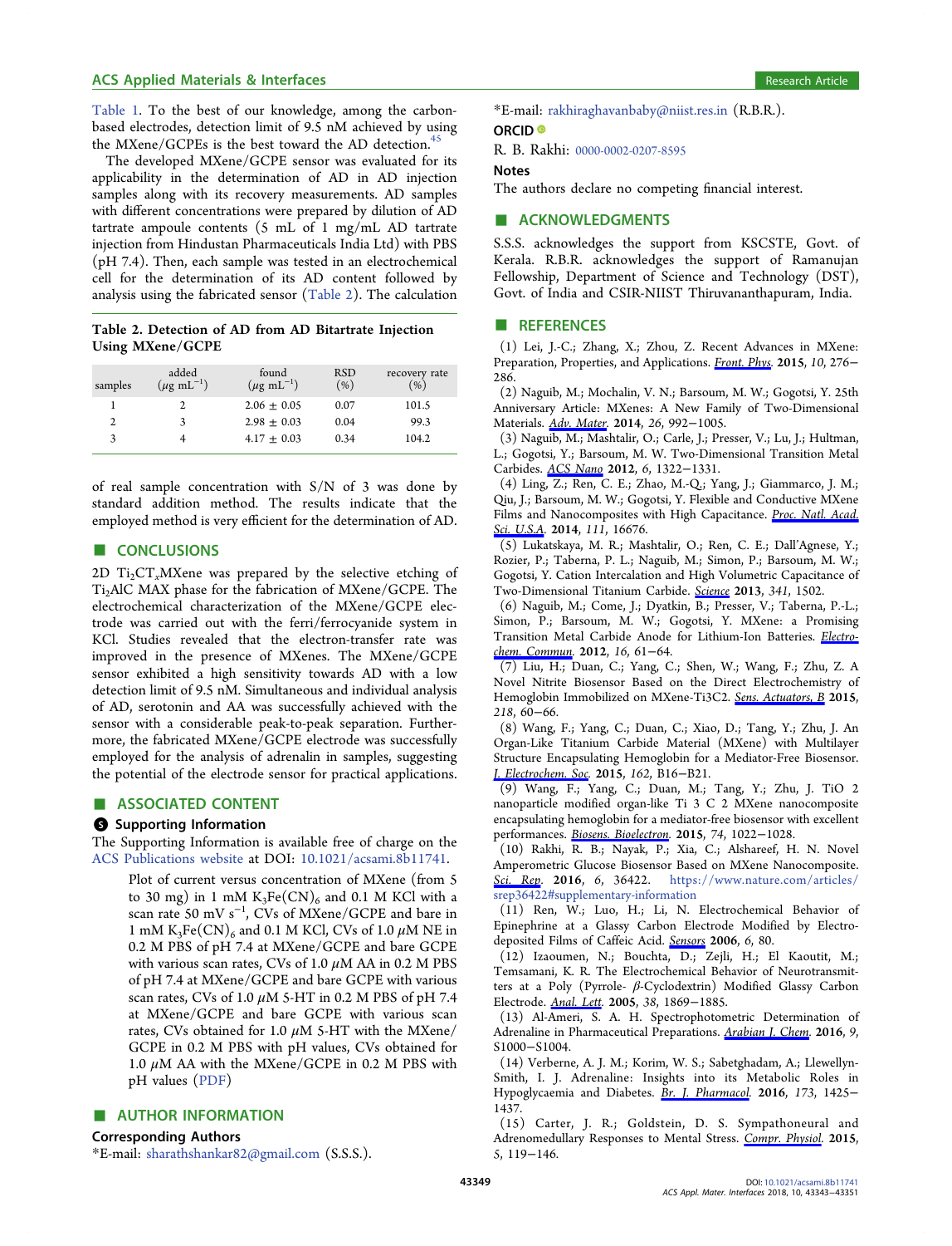Table 1. To the best of our knowledge, among the carbon-based electrodes, detection limit of 9.5 nM achieved by using the MXene/GCPEs is the best toward the AD detection.[45]

The developed MXene/GCPE sensor was evaluated for its applicability in the determination of AD in AD injection samples along with its recovery measurements. AD samples with different concentrations were prepared by dilution of AD tartrate ampoule contents (5 mL of 1 mg/mL AD tartrate injection from Hindustan Pharmaceuticals India Ltd) with PBS (pH 7.4). Then, each sample was tested in an electrochemical cell for the determination of its AD content followed by analysis using the fabricated sensor (Table 2). The calculation of real sample concentration with S/N of 3 was done by standard addition method. The results indicate that the employed method is very efficient for the determination of AD.

**Table 2. Detection of AD from AD Bitartrate Injection Using MXene/GCPE**

| samples | added ($\mu$g mL$^{-1}$) | found ($\mu$g mL$^{-1}$) | RSD (%) | recovery rate (%) |
|---|---|---|---|---|
| 1 | 2 | 2.06 ± 0.05 | 0.07 | 101.5 |
| 2 | 3 | 2.98 ± 0.03 | 0.04 | 99.3 |
| 3 | 4 | 4.17 ± 0.03 | 0.34 | 104.2 |

## CONCLUSIONS

2D $Ti_2CT_x$MXene was prepared by the selective etching of $Ti_2AlC$ MAX phase for the fabrication of MXene/GCPE. The electrochemical characterization of the MXene/GCPE electrode was carried out with the ferri/ferrocyanide system in KCl. Studies revealed that the electron-transfer rate was improved in the presence of MXenes. The MXene/GCPE sensor exhibited a high sensitivity towards AD with a low detection limit of 9.5 nM. Simultaneous and individual analysis of AD, serotonin and AA was successfully achieved with the sensor with a considerable peak-to-peak separation. Furthermore, the fabricated MXene/GCPE electrode was successfully employed for the analysis of adrenalin in samples, suggesting the potential of the electrode sensor for practical applications.

## ASSOCIATED CONTENT

### Supporting Information

The Supporting Information is available free of charge on the ACS Publications website at DOI: 10.1021/acsami.8b11741.

Plot of current versus concentration of MXene (from 5 to 30 mg) in 1 mM $K_3Fe(CN)_6$ and 0.1 M KCl with a scan rate 50 mV s$^{-1}$, CVs of MXene/GCPE and bare in 1 mM $K_3Fe(CN)_6$ and 0.1 M KCl, CVs of 1.0 $\mu$M NE in 0.2 M PBS of pH 7.4 at MXene/GCPE and bare GCPE with various scan rates, CVs of 1.0 $\mu$M AA in 0.2 M PBS of pH 7.4 at MXene/GCPE and bare GCPE with various scan rates, CVs of 1.0 $\mu$M 5-HT in 0.2 M PBS of pH 7.4 at MXene/GCPE and bare GCPE with various scan rates, CVs obtained for 1.0 $\mu$M 5-HT with the MXene/GCPE in 0.2 M PBS with pH values, CVs obtained for 1.0 $\mu$M AA with the MXene/GCPE in 0.2 M PBS with pH values (PDF)

## AUTHOR INFORMATION

### Corresponding Authors

*E-mail: sharathshankar82@gmail.com (S.S.S.).

*E-mail: rakhiraghavanbaby@niist.res.in (R.B.R.).

### ORCID

R. B. Rakhi: 0000-0002-0207-8595

### Notes

The authors declare no competing financial interest.

## ACKNOWLEDGMENTS

S.S.S. acknowledges the support from KSCSTE, Govt. of Kerala. R.B.R. acknowledges the support of Ramanujan Fellowship, Department of Science and Technology (DST), Govt. of India and CSIR-NIIST Thiruvananthapuram, India.

## REFERENCES

(1) Lei, J.-C.; Zhang, X.; Zhou, Z. Recent Advances in MXene: Preparation, Properties, and Applications. *Front. Phys.* **2015**, *10*, 276−286.

(2) Naguib, M.; Mochalin, V. N.; Barsoum, M. W.; Gogotsi, Y. 25th Anniversary Article: MXenes: A New Family of Two-Dimensional Materials. *Adv. Mater.* **2014**, *26*, 992−1005.

(3) Naguib, M.; Mashtalir, O.; Carle, J.; Presser, V.; Lu, J.; Hultman, L.; Gogotsi, Y.; Barsoum, M. W. Two-Dimensional Transition Metal Carbides. *ACS Nano* **2012**, *6*, 1322−1331.

(4) Ling, Z.; Ren, C. E.; Zhao, M.-Q.; Yang, J.; Giammarco, J. M.; Qiu, J.; Barsoum, M. W.; Gogotsi, Y. Flexible and Conductive MXene Films and Nanocomposites with High Capacitance. *Proc. Natl. Acad. Sci. U.S.A.* **2014**, *111*, 16676.

(5) Lukatskaya, M. R.; Mashtalir, O.; Ren, C. E.; Dall'Agnese, Y.; Rozier, P.; Taberna, P. L.; Naguib, M.; Simon, P.; Barsoum, M. W.; Gogotsi, Y. Cation Intercalation and High Volumetric Capacitance of Two-Dimensional Titanium Carbide. *Science* **2013**, *341*, 1502.

(6) Naguib, M.; Come, J.; Dyatkin, B.; Presser, V.; Taberna, P.-L.; Simon, P.; Barsoum, M. W.; Gogotsi, Y. MXene: a Promising Transition Metal Carbide Anode for Lithium-Ion Batteries. *Electrochem. Commun.* **2012**, *16*, 61−64.

(7) Liu, H.; Duan, C.; Yang, C.; Shen, W.; Wang, F.; Zhu, Z. A Novel Nitrite Biosensor Based on the Direct Electrochemistry of Hemoglobin Immobilized on MXene-Ti3C2. *Sens. Actuators, B* **2015**, *218*, 60−66.

(8) Wang, F.; Yang, C.; Duan, C.; Xiao, D.; Tang, Y.; Zhu, J. An Organ-Like Titanium Carbide Material (MXene) with Multilayer Structure Encapsulating Hemoglobin for a Mediator-Free Biosensor. *J. Electrochem. Soc.* **2015**, *162*, B16−B21.

(9) Wang, F.; Yang, C.; Duan, M.; Tang, Y.; Zhu, J. TiO 2 nanoparticle modified organ-like Ti 3 C 2 MXene nanocomposite encapsulating hemoglobin for a mediator-free biosensor with excellent performances. *Biosens. Bioelectron.* **2015**, *74*, 1022−1028.

(10) Rakhi, R. B.; Nayak, P.; Xia, C.; Alshareef, H. N. Novel Amperometric Glucose Biosensor Based on MXene Nanocomposite. *Sci. Rep.* **2016**, *6*, 36422. https://www.nature.com/articles/srep36422#supplementary-information

(11) Ren, W.; Luo, H.; Li, N. Electrochemical Behavior of Epinephrine at a Glassy Carbon Electrode Modified by Electrodeposited Films of Caffeic Acid. *Sensors* **2006**, *6*, 80.

(12) Izaoumen, N.; Bouchta, D.; Zejli, H.; El Kaoutit, M.; Temsamani, K. R. The Electrochemical Behavior of Neurotransmitters at a Poly (Pyrrole- $\beta$-Cyclodextrin) Modified Glassy Carbon Electrode. *Anal. Lett.* **2005**, *38*, 1869−1885.

(13) Al-Ameri, S. A. H. Spectrophotometric Determination of Adrenaline in Pharmaceutical Preparations. *Arabian J. Chem.* **2016**, *9*, S1000−S1004.

(14) Verberne, A. J. M.; Korim, W. S.; Sabetghadam, A.; Llewellyn-Smith, I. J. Adrenaline: Insights into its Metabolic Roles in Hypoglycaemia and Diabetes. *Br. J. Pharmacol.* **2016**, *173*, 1425−1437.

(15) Carter, J. R.; Goldstein, D. S. Sympathoneural and Adrenomedullary Responses to Mental Stress. *Compr. Physiol.* **2015**, *5*, 119−146.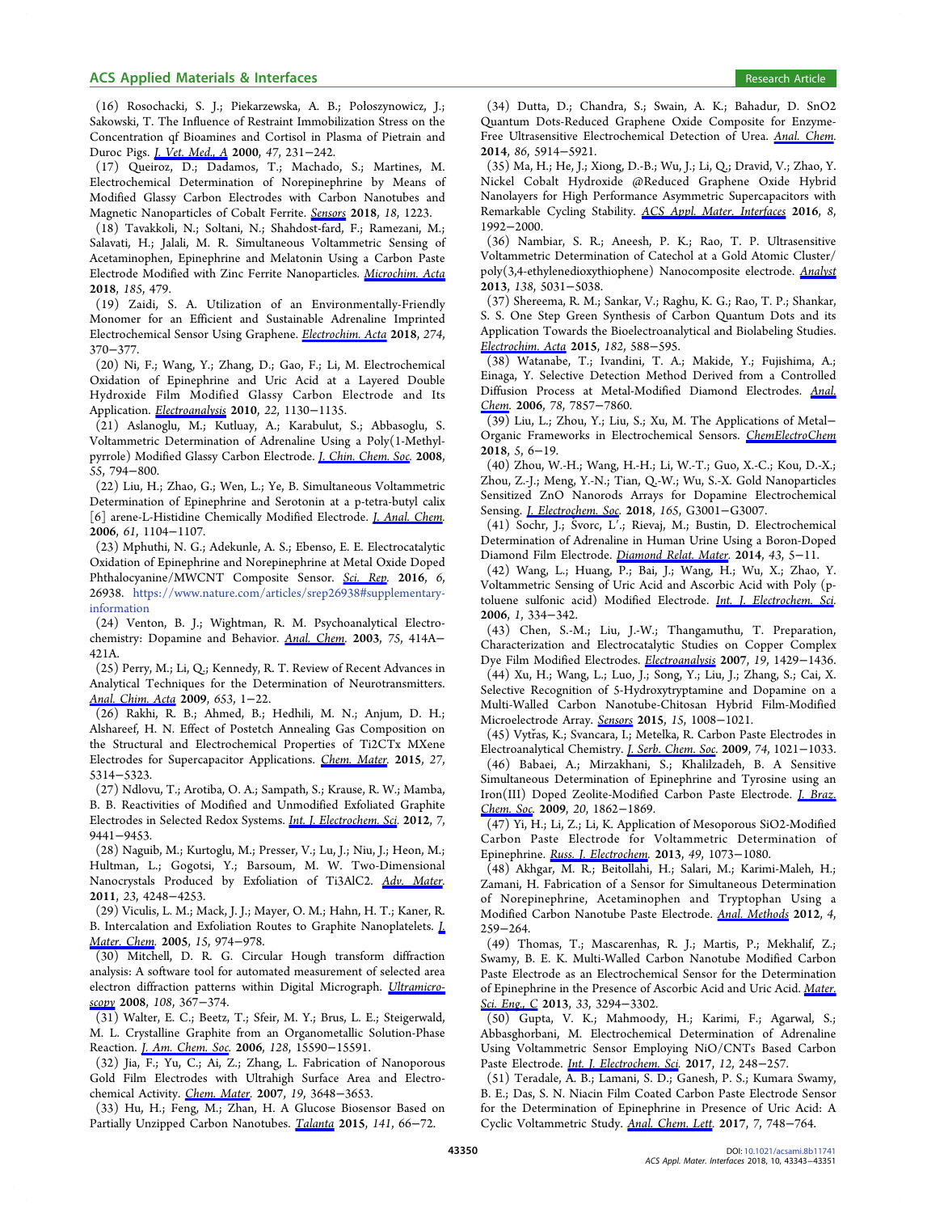(16) Rosochacki, S. J.; Piekarzewska, A. B.; Poloszynowicz, J.; Sakowski, T. The Influence of Restraint Immobilization Stress on the Concentration qf Bioamines and Cortisol in Plasma of Pietrain and Duroc Pigs. *J. Vet. Med., A* **2000**, *47*, 231−242.

(17) Queiroz, D.; Dadamos, T.; Machado, S.; Martines, M. Electrochemical Determination of Norepinephrine by Means of Modified Glassy Carbon Electrodes with Carbon Nanotubes and Magnetic Nanoparticles of Cobalt Ferrite. *Sensors* **2018**, *18*, 1223.

(18) Tavakkoli, N.; Soltani, N.; Shahdost-fard, F.; Ramezani, M.; Salavati, H.; Jalali, M. R. Simultaneous Voltammetric Sensing of Acetaminophen, Epinephrine and Melatonin Using a Carbon Paste Electrode Modified with Zinc Ferrite Nanoparticles. *Microchim. Acta* **2018**, *185*, 479.

(19) Zaidi, S. A. Utilization of an Environmentally-Friendly Monomer for an Efficient and Sustainable Adrenaline Imprinted Electrochemical Sensor Using Graphene. *Electrochim. Acta* **2018**, *274*, 370−377.

(20) Ni, F.; Wang, Y.; Zhang, D.; Gao, F.; Li, M. Electrochemical Oxidation of Epinephrine and Uric Acid at a Layered Double Hydroxide Film Modified Glassy Carbon Electrode and Its Application. *Electroanalysis* **2010**, *22*, 1130−1135.

(21) Aslanoglu, M.; Kutluay, A.; Karabulut, S.; Abbasoglu, S. Voltammetric Determination of Adrenaline Using a Poly(1-Methylpyrrole) Modified Glassy Carbon Electrode. *J. Chin. Chem. Soc.* **2008**, *55*, 794−800.

(22) Liu, H.; Zhao, G.; Wen, L.; Ye, B. Simultaneous Voltammetric Determination of Epinephrine and Serotonin at a p-tetra-butyl calix [6] arene-L-Histidine Chemically Modified Electrode. *J. Anal. Chem.* **2006**, *61*, 1104−1107.

(23) Mphuthi, N. G.; Adekunle, A. S.; Ebenso, E. E. Electrocatalytic Oxidation of Epinephrine and Norepinephrine at Metal Oxide Doped Phthalocyanine/MWCNT Composite Sensor. *Sci. Rep.* **2016**, *6*, 26938. https://www.nature.com/articles/srep26938#supplementary-information

(24) Venton, B. J.; Wightman, R. M. Psychoanalytical Electrochemistry: Dopamine and Behavior. *Anal. Chem.* **2003**, *75*, 414A−421A.

(25) Perry, M.; Li, Q.; Kennedy, R. T. Review of Recent Advances in Analytical Techniques for the Determination of Neurotransmitters. *Anal. Chim. Acta* **2009**, *653*, 1−22.

(26) Rakhi, R. B.; Ahmed, B.; Hedhili, M. N.; Anjum, D. H.; Alshareef, H. N. Effect of Postetch Annealing Gas Composition on the Structural and Electrochemical Properties of Ti2CTx MXene Electrodes for Supercapacitor Applications. *Chem. Mater.* **2015**, *27*, 5314−5323.

(27) Ndlovu, T.; Arotiba, O. A.; Sampath, S.; Krause, R. W.; Mamba, B. B. Reactivities of Modified and Unmodified Exfoliated Graphite Electrodes in Selected Redox Systems. *Int. J. Electrochem. Sci.* **2012**, *7*, 9441−9453.

(28) Naguib, M.; Kurtoglu, M.; Presser, V.; Lu, J.; Niu, J.; Heon, M.; Hultman, L.; Gogotsi, Y.; Barsoum, M. W. Two-Dimensional Nanocrystals Produced by Exfoliation of Ti3AlC2. *Adv. Mater.* **2011**, *23*, 4248−4253.

(29) Viculis, L. M.; Mack, J. J.; Mayer, O. M.; Hahn, H. T.; Kaner, R. B. Intercalation and Exfoliation Routes to Graphite Nanoplatelets. *J. Mater. Chem.* **2005**, *15*, 974−978.

(30) Mitchell, D. R. G. Circular Hough transform diffraction analysis: A software tool for automated measurement of selected area electron diffraction patterns within Digital Micrograph. *Ultramicroscopy* **2008**, *108*, 367−374.

(31) Walter, E. C.; Beetz, T.; Sfeir, M. Y.; Brus, L. E.; Steigerwald, M. L. Crystalline Graphite from an Organometallic Solution-Phase Reaction. *J. Am. Chem. Soc.* **2006**, *128*, 15590−15591.

(32) Jia, F.; Yu, C.; Ai, Z.; Zhang, L. Fabrication of Nanoporous Gold Film Electrodes with Ultrahigh Surface Area and Electrochemical Activity. *Chem. Mater.* **2007**, *19*, 3648−3653.

(33) Hu, H.; Feng, M.; Zhan, H. A Glucose Biosensor Based on Partially Unzipped Carbon Nanotubes. *Talanta* **2015**, *141*, 66−72.

(34) Dutta, D.; Chandra, S.; Swain, A. K.; Bahadur, D. SnO2 Quantum Dots-Reduced Graphene Oxide Composite for Enzyme-Free Ultrasensitive Electrochemical Detection of Urea. *Anal. Chem.* **2014**, *86*, 5914−5921.

(35) Ma, H.; He, J.; Xiong, D.-B.; Wu, J.; Li, Q.; Dravid, V.; Zhao, Y. Nickel Cobalt Hydroxide @Reduced Graphene Oxide Hybrid Nanolayers for High Performance Asymmetric Supercapacitors with Remarkable Cycling Stability. *ACS Appl. Mater. Interfaces* **2016**, *8*, 1992−2000.

(36) Nambiar, S. R.; Aneesh, P. K.; Rao, T. P. Ultrasensitive Voltammetric Determination of Catechol at a Gold Atomic Cluster/poly(3,4-ethylenedioxythiophene) Nanocomposite electrode. *Analyst* **2013**, *138*, 5031−5038.

(37) Shereema, R. M.; Sankar, V.; Raghu, K. G.; Rao, T. P.; Shankar, S. S. One Step Green Synthesis of Carbon Quantum Dots and its Application Towards the Bioelectroanalytical and Biolabeling Studies. *Electrochim. Acta* **2015**, *182*, 588−595.

(38) Watanabe, T.; Ivandini, T. A.; Makide, Y.; Fujishima, A.; Einaga, Y. Selective Detection Method Derived from a Controlled Diffusion Process at Metal-Modified Diamond Electrodes. *Anal. Chem.* **2006**, *78*, 7857−7860.

(39) Liu, L.; Zhou, Y.; Liu, S.; Xu, M. The Applications of Metal−Organic Frameworks in Electrochemical Sensors. *ChemElectroChem* **2018**, *5*, 6−19.

(40) Zhou, W.-H.; Wang, H.-H.; Li, W.-T.; Guo, X.-C.; Kou, D.-X.; Zhou, Z.-J.; Meng, Y.-N.; Tian, Q.-W.; Wu, S.-X. Gold Nanoparticles Sensitized ZnO Nanorods Arrays for Dopamine Electrochemical Sensing. *J. Electrochem. Soc.* **2018**, *165*, G3001−G3007.

(41) Sochr, J.; Švorc, L′.; Rievaj, M.; Bustin, D. Electrochemical Determination of Adrenaline in Human Urine Using a Boron-Doped Diamond Film Electrode. *Diamond Relat. Mater.* **2014**, *43*, 5−11.

(42) Wang, L.; Huang, P.; Bai, J.; Wang, H.; Wu, X.; Zhao, Y. Voltammetric Sensing of Uric Acid and Ascorbic Acid with Poly (p-toluene sulfonic acid) Modified Electrode. *Int. J. Electrochem. Sci.* **2006**, *1*, 334−342.

(43) Chen, S.-M.; Liu, J.-W.; Thangamuthu, T. Preparation, Characterization and Electrocatalytic Studies on Copper Complex Dye Film Modified Electrodes. *Electroanalysis* **2007**, *19*, 1429−1436.

(44) Xu, H.; Wang, L.; Luo, J.; Song, Y.; Liu, J.; Zhang, S.; Cai, X. Selective Recognition of 5-Hydroxytryptamine and Dopamine on a Multi-Walled Carbon Nanotube-Chitosan Hybrid Film-Modified Microelectrode Array. *Sensors* **2015**, *15*, 1008−1021.

(45) Vytřas, K.; Svancara, I.; Metelka, R. Carbon Paste Electrodes in Electroanalytical Chemistry. *J. Serb. Chem. Soc.* **2009**, *74*, 1021−1033.

(46) Babaei, A.; Mirzakhani, S.; Khalilzadeh, B. A Sensitive Simultaneous Determination of Epinephrine and Tyrosine using an Iron(III) Doped Zeolite-Modified Carbon Paste Electrode. *J. Braz. Chem. Soc.* **2009**, *20*, 1862−1869.

(47) Yi, H.; Li, Z.; Li, K. Application of Mesoporous SiO2-Modified Carbon Paste Electrode for Voltammetric Determination of Epinephrine. *Russ. J. Electrochem.* **2013**, *49*, 1073−1080.

(48) Akhgar, M. R.; Beitollahi, H.; Salari, M.; Karimi-Maleh, H.; Zamani, H. Fabrication of a Sensor for Simultaneous Determination of Norepinephrine, Acetaminophen and Tryptophan Using a Modified Carbon Nanotube Paste Electrode. *Anal. Methods* **2012**, *4*, 259−264.

(49) Thomas, T.; Mascarenhas, R. J.; Martis, P.; Mekhalif, Z.; Swamy, B. E. K. Multi-Walled Carbon Nanotube Modified Carbon Paste Electrode as an Electrochemical Sensor for the Determination of Epinephrine in the Presence of Ascorbic Acid and Uric Acid. *Mater. Sci. Eng., C* **2013**, *33*, 3294−3302.

(50) Gupta, V. K.; Mahmoody, H.; Karimi, F.; Agarwal, S.; Abbasghorbani, M. Electrochemical Determination of Adrenaline Using Voltammetric Sensor Employing NiO/CNTs Based Carbon Paste Electrode. *Int. J. Electrochem. Sci.* **2017**, *12*, 248−257.

(51) Teradale, A. B.; Lamani, S. D.; Ganesh, P. S.; Kumara Swamy, B. E.; Das, S. N. Niacin Film Coated Carbon Paste Electrode Sensor for the Determination of Epinephrine in Presence of Uric Acid: A Cyclic Voltammetric Study. *Anal. Chem. Lett.* **2017**, *7*, 748−764.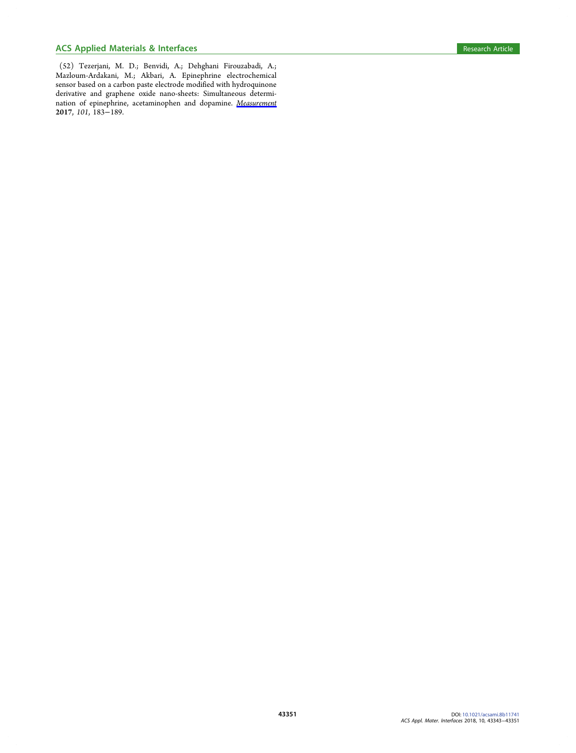(52) Tezerjani, M. D.; Benvidi, A.; Dehghani Firouzabadi, A.; Mazloum-Ardakani, M.; Akbari, A. Epinephrine electrochemical sensor based on a carbon paste electrode modified with hydroquinone derivative and graphene oxide nano-sheets: Simultaneous determination of epinephrine, acetaminophen and dopamine. *Measurement* **2017**, *101*, 183−189.